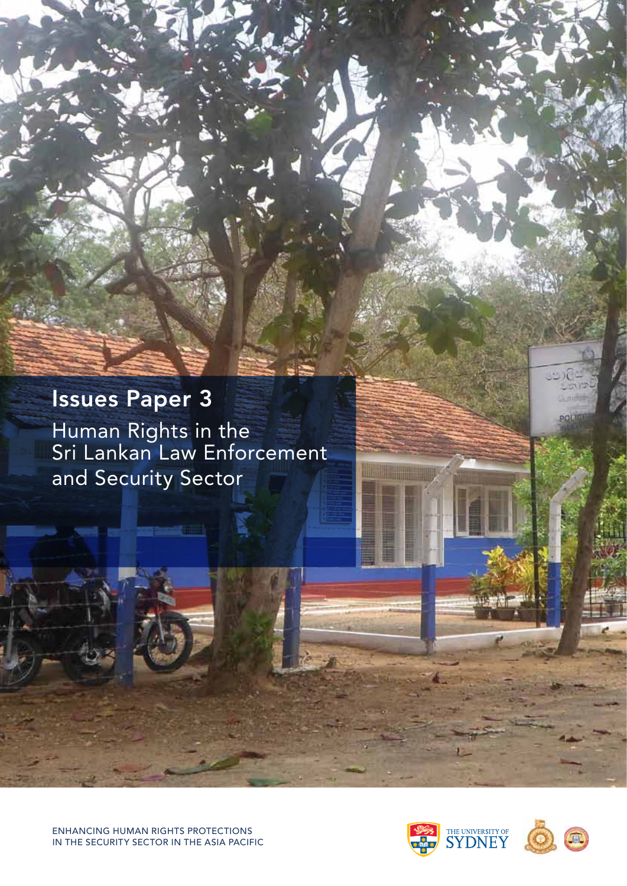# Issues Paper 3

## Human Rights in the Sri Lankan Law Enforcement and Security Sector

ENHANCING HUMAN RIGHTS PROTECTIONS IN THE SECURITY SECTOR IN THE ASIA PACIFIC

THE UNIVERSITY OF SYDNEY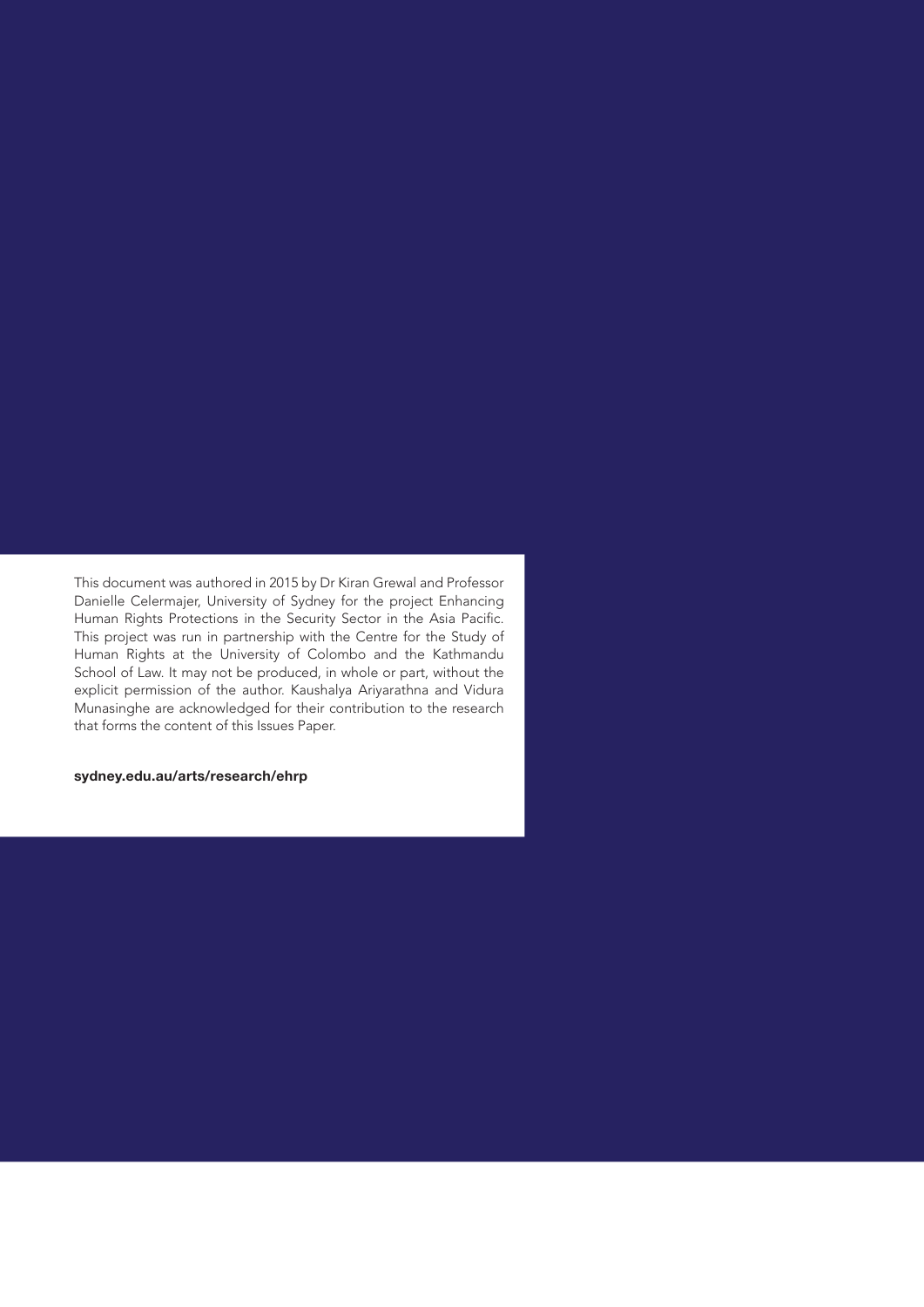This document was authored in 2015 by Dr Kiran Grewal and Professor Danielle Celermajer, University of Sydney for the project Enhancing Human Rights Protections in the Security Sector in the Asia Pacific. This project was run in partnership with the Centre for the Study of Human Rights at the University of Colombo and the Kathmandu School of Law. It may not be produced, in whole or part, without the explicit permission of the author. Kaushalya Ariyarathna and Vidura Munasinghe are acknowledged for their contribution to the research that forms the content of this Issues Paper.

**sydney.edu.au/arts/research/ehrp**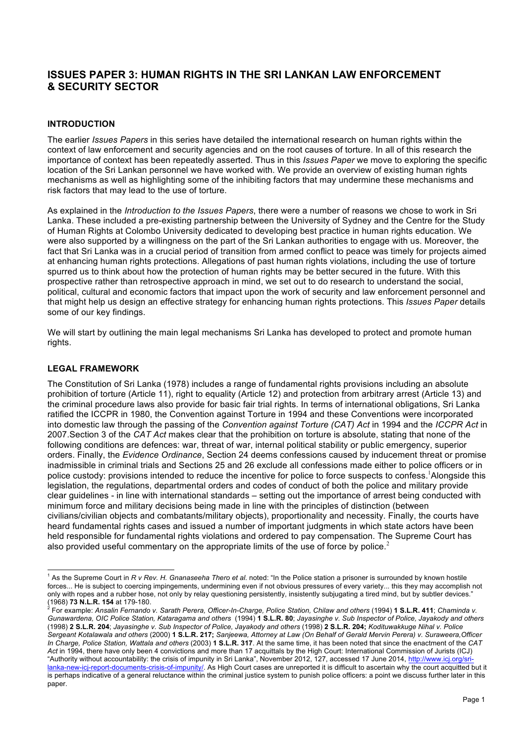# ISSUES PAPER 3: HUMAN RIGHTS IN THE SRI LANKAN LAW ENFORCEMENT & SECURITY SECTOR

## INTRODUCTION

The earlier *Issues Papers* in this series have detailed the international research on human rights within the context of law enforcement and security agencies and on the root causes of torture. In all of this research the importance of context has been repeatedly asserted. Thus in this *Issues Paper* we move to exploring the specific location of the Sri Lankan personnel we have worked with. We provide an overview of existing human rights mechanisms as well as highlighting some of the inhibiting factors that may undermine these mechanisms and risk factors that may lead to the use of torture.

As explained in the *Introduction to the Issues Papers*, there were a number of reasons we chose to work in Sri Lanka. These included a pre-existing partnership between the University of Sydney and the Centre for the Study of Human Rights at Colombo University dedicated to developing best practice in human rights education. We were also supported by a willingness on the part of the Sri Lankan authorities to engage with us. Moreover, the fact that Sri Lanka was in a crucial period of transition from armed conflict to peace was timely for projects aimed at enhancing human rights protections. Allegations of past human rights violations, including the use of torture spurred us to think about how the protection of human rights may be better secured in the future. With this prospective rather than retrospective approach in mind, we set out to do research to understand the social, political, cultural and economic factors that impact upon the work of security and law enforcement personnel and that might help us design an effective strategy for enhancing human rights protections. This *Issues Paper* details some of our key findings.

We will start by outlining the main legal mechanisms Sri Lanka has developed to protect and promote human rights.

## LEGAL FRAMEWORK

The Constitution of Sri Lanka (1978) includes a range of fundamental rights provisions including an absolute prohibition of torture (Article 11), right to equality (Article 12) and protection from arbitrary arrest (Article 13) and the criminal procedure laws also provide for basic fair trial rights. In terms of international obligations, Sri Lanka ratified the ICCPR in 1980, the Convention against Torture in 1994 and these Conventions were incorporated into domestic law through the passing of the *Convention against Torture (CAT) Act* in 1994 and the *ICCPR Act* in 2007.Section 3 of the *CAT Act* makes clear that the prohibition on torture is absolute, stating that none of the following conditions are defences: war, threat of war, internal political stability or public emergency, superior orders. Finally, the *Evidence Ordinance*, Section 24 deems confessions caused by inducement threat or promise inadmissible in criminal trials and Sections 25 and 26 exclude all confessions made either to police officers or in police custody: provisions intended to reduce the incentive for police to force suspects to confess.[1] Alongside this legislation, the regulations, departmental orders and codes of conduct of both the police and military provide clear guidelines - in line with international standards – setting out the importance of arrest being conducted with minimum force and military decisions being made in line with the principles of distinction (between civilians/civilian objects and combatants/military objects), proportionality and necessity. Finally, the courts have heard fundamental rights cases and issued a number of important judgments in which state actors have been held responsible for fundamental rights violations and ordered to pay compensation. The Supreme Court has also provided useful commentary on the appropriate limits of the use of force by police.[2]

---

[1] As the Supreme Court in *R v Rev. H. Gnanaseeha Thero et al.* noted: "In the Police station a prisoner is surrounded by known hostile forces... He is subject to coercing impingements, undermining even if not obvious pressures of every variety... this they may accomplish not only with ropes and a rubber hose, not only by relay questioning persistently, insistently subjugating a tired mind, but by subtler devices." (1968) **73 N.L.R. 154** at 179-180.

[2] For example: *Ansalin Fernando v. Sarath Perera, Officer-In-Charge, Police Station, Chilaw and others* (1994) **1 S.L.R. 411**; *Chaminda v. Gunawardena, OIC Police Station, Kataragama and others* (1994) **1 S.L.R. 80**; *Jayasinghe v. Sub Inspector of Police, Jayakody and others* (1998) **2 S.L.R. 204**; *Jayasinghe v. Sub Inspector of Police, Jayakody and others* (1998) **2 S.L.R. 204; ***Kodituwakkuge Nihal v. Police Sergeant Kotalawala and others* (2000) **1 S.L.R. 217;** *Sanjeewa, Attorney at Law (On Behalf of Gerald Mervin Perera) v. Suraweera,Officer In Charge, Police Station, Wattala and others* (2003) **1 S.L.R. 317**. At the same time, it has been noted that since the enactment of the *CAT Act* in 1994, there have only been 4 convictions and more than 17 acquittals by the High Court: International Commission of Jurists (ICJ) "Authority without accountability: the crisis of impunity in Sri Lanka", November 2012, 127, accessed 17 June 2014, http://www.icj.org/sri-lanka-new-icj-report-documents-crisis-of-impunity/. As High Court cases are unreported it is difficult to ascertain why the court acquitted but it is perhaps indicative of a general reluctance within the criminal justice system to punish police officers: a point we discuss further later in this paper.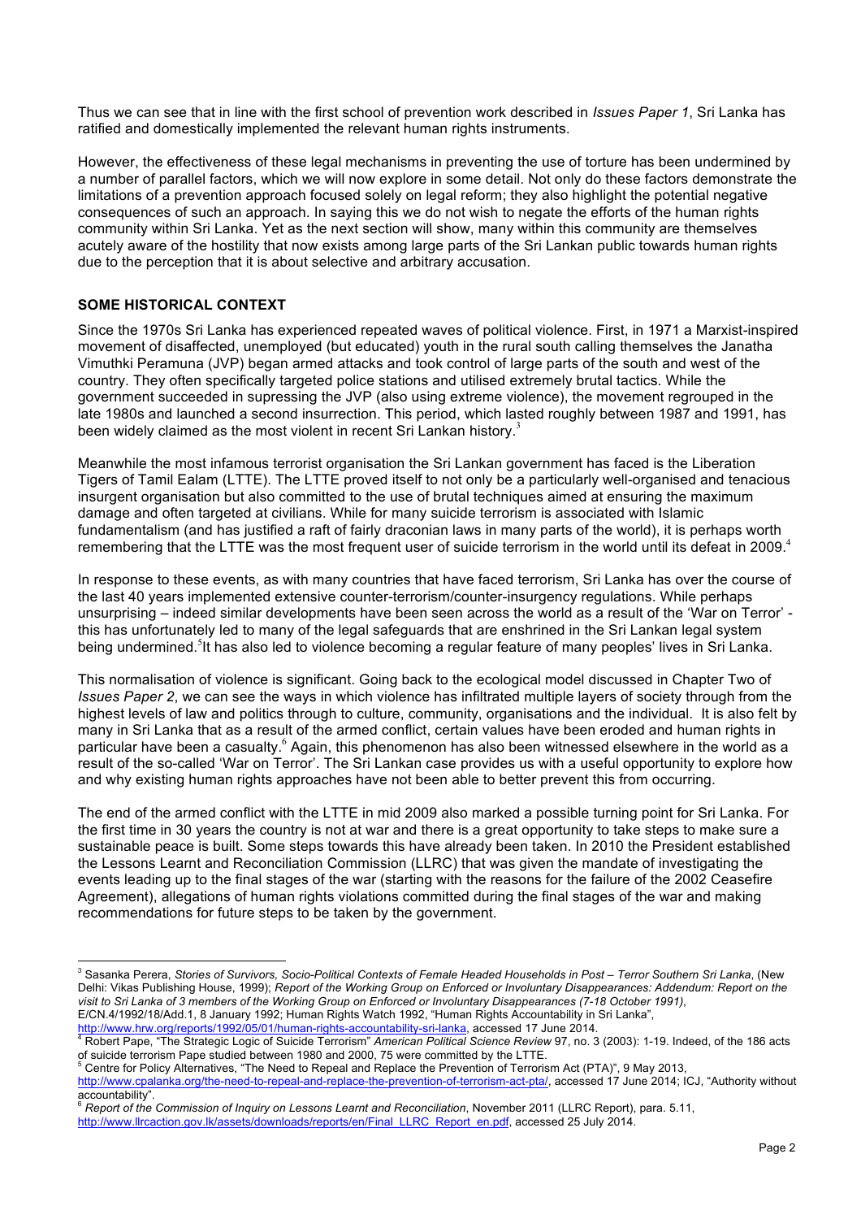Thus we can see that in line with the first school of prevention work described in *Issues Paper 1*, Sri Lanka has ratified and domestically implemented the relevant human rights instruments.

However, the effectiveness of these legal mechanisms in preventing the use of torture has been undermined by a number of parallel factors, which we will now explore in some detail. Not only do these factors demonstrate the limitations of a prevention approach focused solely on legal reform; they also highlight the potential negative consequences of such an approach. In saying this we do not wish to negate the efforts of the human rights community within Sri Lanka. Yet as the next section will show, many within this community are themselves acutely aware of the hostility that now exists among large parts of the Sri Lankan public towards human rights due to the perception that it is about selective and arbitrary accusation.

## SOME HISTORICAL CONTEXT

Since the 1970s Sri Lanka has experienced repeated waves of political violence. First, in 1971 a Marxist-inspired movement of disaffected, unemployed (but educated) youth in the rural south calling themselves the Janatha Vimuthki Peramuna (JVP) began armed attacks and took control of large parts of the south and west of the country. They often specifically targeted police stations and utilised extremely brutal tactics. While the government succeeded in supressing the JVP (also using extreme violence), the movement regrouped in the late 1980s and launched a second insurrection. This period, which lasted roughly between 1987 and 1991, has been widely claimed as the most violent in recent Sri Lankan history.[3]

Meanwhile the most infamous terrorist organisation the Sri Lankan government has faced is the Liberation Tigers of Tamil Ealam (LTTE). The LTTE proved itself to not only be a particularly well-organised and tenacious insurgent organisation but also committed to the use of brutal techniques aimed at ensuring the maximum damage and often targeted at civilians. While for many suicide terrorism is associated with Islamic fundamentalism (and has justified a raft of fairly draconian laws in many parts of the world), it is perhaps worth remembering that the LTTE was the most frequent user of suicide terrorism in the world until its defeat in 2009.[4]

In response to these events, as with many countries that have faced terrorism, Sri Lanka has over the course of the last 40 years implemented extensive counter-terrorism/counter-insurgency regulations. While perhaps unsurprising – indeed similar developments have been seen across the world as a result of the 'War on Terror' - this has unfortunately led to many of the legal safeguards that are enshrined in the Sri Lankan legal system being undermined.[5] It has also led to violence becoming a regular feature of many peoples' lives in Sri Lanka.

This normalisation of violence is significant. Going back to the ecological model discussed in Chapter Two of *Issues Paper 2*, we can see the ways in which violence has infiltrated multiple layers of society through from the highest levels of law and politics through to culture, community, organisations and the individual. It is also felt by many in Sri Lanka that as a result of the armed conflict, certain values have been eroded and human rights in particular have been a casualty.[6] Again, this phenomenon has also been witnessed elsewhere in the world as a result of the so-called 'War on Terror'. The Sri Lankan case provides us with a useful opportunity to explore how and why existing human rights approaches have not been able to better prevent this from occurring.

The end of the armed conflict with the LTTE in mid 2009 also marked a possible turning point for Sri Lanka. For the first time in 30 years the country is not at war and there is a great opportunity to take steps to make sure a sustainable peace is built. Some steps towards this have already been taken. In 2010 the President established the Lessons Learnt and Reconciliation Commission (LLRC) that was given the mandate of investigating the events leading up to the final stages of the war (starting with the reasons for the failure of the 2002 Ceasefire Agreement), allegations of human rights violations committed during the final stages of the war and making recommendations for future steps to be taken by the government.

---

[3] Sasanka Perera, *Stories of Survivors, Socio-Political Contexts of Female Headed Households in Post – Terror Southern Sri Lanka*, (New Delhi: Vikas Publishing House, 1999); *Report of the Working Group on Enforced or Involuntary Disappearances: Addendum: Report on the visit to Sri Lanka of 3 members of the Working Group on Enforced or Involuntary Disappearances (7-18 October 1991)*, E/CN.4/1992/18/Add.1, 8 January 1992; Human Rights Watch 1992, "Human Rights Accountability in Sri Lanka", http://www.hrw.org/reports/1992/05/01/human-rights-accountability-sri-lanka, accessed 17 June 2014.

[4] Robert Pape, "The Strategic Logic of Suicide Terrorism" *American Political Science Review* 97, no. 3 (2003): 1-19. Indeed, of the 186 acts of suicide terrorism Pape studied between 1980 and 2000, 75 were committed by the LTTE.

[5] Centre for Policy Alternatives, "The Need to Repeal and Replace the Prevention of Terrorism Act (PTA)", 9 May 2013, http://www.cpalanka.org/the-need-to-repeal-and-replace-the-prevention-of-terrorism-act-pta/, accessed 17 June 2014; ICJ, "Authority without accountability".

[6] *Report of the Commission of Inquiry on Lessons Learnt and Reconciliation*, November 2011 (LLRC Report), para. 5.11, http://www.llrcaction.gov.lk/assets/downloads/reports/en/Final_LLRC_Report_en.pdf, accessed 25 July 2014.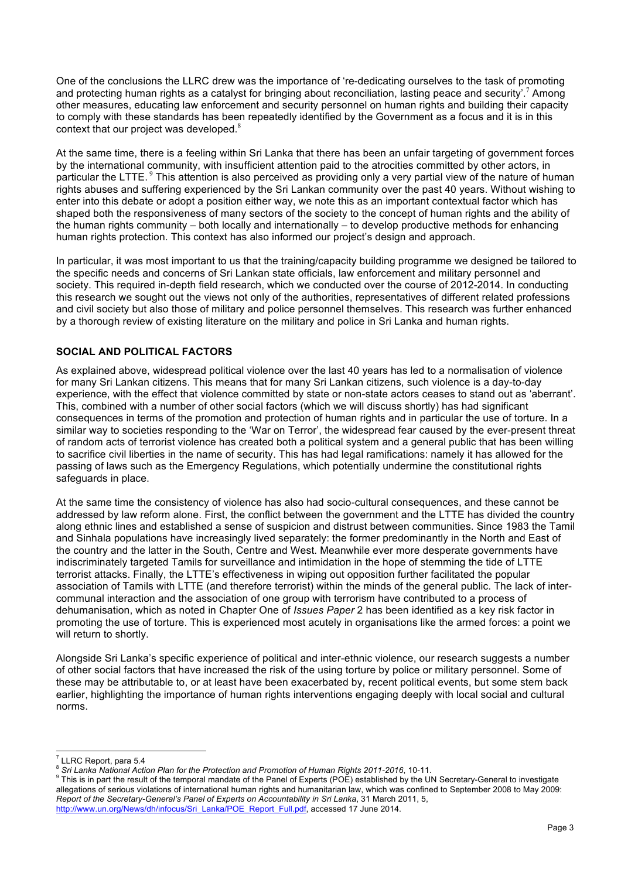One of the conclusions the LLRC drew was the importance of 're-dedicating ourselves to the task of promoting and protecting human rights as a catalyst for bringing about reconciliation, lasting peace and security'.[7] Among other measures, educating law enforcement and security personnel on human rights and building their capacity to comply with these standards has been repeatedly identified by the Government as a focus and it is in this context that our project was developed.[8]

At the same time, there is a feeling within Sri Lanka that there has been an unfair targeting of government forces by the international community, with insufficient attention paid to the atrocities committed by other actors, in particular the LTTE.[9] This attention is also perceived as providing only a very partial view of the nature of human rights abuses and suffering experienced by the Sri Lankan community over the past 40 years. Without wishing to enter into this debate or adopt a position either way, we note this as an important contextual factor which has shaped both the responsiveness of many sectors of the society to the concept of human rights and the ability of the human rights community – both locally and internationally – to develop productive methods for enhancing human rights protection. This context has also informed our project's design and approach.

In particular, it was most important to us that the training/capacity building programme we designed be tailored to the specific needs and concerns of Sri Lankan state officials, law enforcement and military personnel and society. This required in-depth field research, which we conducted over the course of 2012-2014. In conducting this research we sought out the views not only of the authorities, representatives of different related professions and civil society but also those of military and police personnel themselves. This research was further enhanced by a thorough review of existing literature on the military and police in Sri Lanka and human rights.

## SOCIAL AND POLITICAL FACTORS

As explained above, widespread political violence over the last 40 years has led to a normalisation of violence for many Sri Lankan citizens. This means that for many Sri Lankan citizens, such violence is a day-to-day experience, with the effect that violence committed by state or non-state actors ceases to stand out as 'aberrant'. This, combined with a number of other social factors (which we will discuss shortly) has had significant consequences in terms of the promotion and protection of human rights and in particular the use of torture. In a similar way to societies responding to the 'War on Terror', the widespread fear caused by the ever-present threat of random acts of terrorist violence has created both a political system and a general public that has been willing to sacrifice civil liberties in the name of security. This has had legal ramifications: namely it has allowed for the passing of laws such as the Emergency Regulations, which potentially undermine the constitutional rights safeguards in place.

At the same time the consistency of violence has also had socio-cultural consequences, and these cannot be addressed by law reform alone. First, the conflict between the government and the LTTE has divided the country along ethnic lines and established a sense of suspicion and distrust between communities. Since 1983 the Tamil and Sinhala populations have increasingly lived separately: the former predominantly in the North and East of the country and the latter in the South, Centre and West. Meanwhile ever more desperate governments have indiscriminately targeted Tamils for surveillance and intimidation in the hope of stemming the tide of LTTE terrorist attacks. Finally, the LTTE's effectiveness in wiping out opposition further facilitated the popular association of Tamils with LTTE (and therefore terrorist) within the minds of the general public. The lack of inter-communal interaction and the association of one group with terrorism have contributed to a process of dehumanisation, which as noted in Chapter One of *Issues Paper* 2 has been identified as a key risk factor in promoting the use of torture. This is experienced most acutely in organisations like the armed forces: a point we will return to shortly.

Alongside Sri Lanka's specific experience of political and inter-ethnic violence, our research suggests a number of other social factors that have increased the risk of the using torture by police or military personnel. Some of these may be attributable to, or at least have been exacerbated by, recent political events, but some stem back earlier, highlighting the importance of human rights interventions engaging deeply with local social and cultural norms.

---

[7] LLRC Report, para 5.4

[8] *Sri Lanka National Action Plan for the Protection and Promotion of Human Rights 2011-2016*, 10-11.

[9] This is in part the result of the temporal mandate of the Panel of Experts (POE) established by the UN Secretary-General to investigate allegations of serious violations of international human rights and humanitarian law, which was confined to September 2008 to May 2009: *Report of the Secretary-General's Panel of Experts on Accountability in Sri Lanka*, 31 March 2011, 5, http://www.un.org/News/dh/infocus/Sri_Lanka/POE_Report_Full.pdf, accessed 17 June 2014.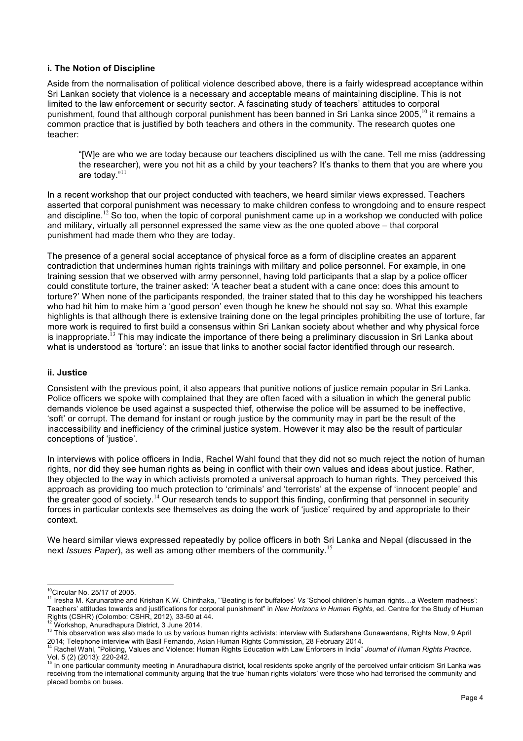### i. The Notion of Discipline

Aside from the normalisation of political violence described above, there is a fairly widespread acceptance within Sri Lankan society that violence is a necessary and acceptable means of maintaining discipline. This is not limited to the law enforcement or security sector. A fascinating study of teachers' attitudes to corporal punishment, found that although corporal punishment has been banned in Sri Lanka since 2005,[10] it remains a common practice that is justified by both teachers and others in the community. The research quotes one teacher:

> "[W]e are who we are today because our teachers disciplined us with the cane. Tell me miss (addressing the researcher), were you not hit as a child by your teachers? It's thanks to them that you are where you are today."[11]

In a recent workshop that our project conducted with teachers, we heard similar views expressed. Teachers asserted that corporal punishment was necessary to make children confess to wrongdoing and to ensure respect and discipline.[12] So too, when the topic of corporal punishment came up in a workshop we conducted with police and military, virtually all personnel expressed the same view as the one quoted above – that corporal punishment had made them who they are today.

The presence of a general social acceptance of physical force as a form of discipline creates an apparent contradiction that undermines human rights trainings with military and police personnel. For example, in one training session that we observed with army personnel, having told participants that a slap by a police officer could constitute torture, the trainer asked: 'A teacher beat a student with a cane once: does this amount to torture?' When none of the participants responded, the trainer stated that to this day he worshipped his teachers who had hit him to make him a 'good person' even though he knew he should not say so. What this example highlights is that although there is extensive training done on the legal principles prohibiting the use of torture, far more work is required to first build a consensus within Sri Lankan society about whether and why physical force is inappropriate.[13] This may indicate the importance of there being a preliminary discussion in Sri Lanka about what is understood as 'torture': an issue that links to another social factor identified through our research.

### ii. Justice

Consistent with the previous point, it also appears that punitive notions of justice remain popular in Sri Lanka. Police officers we spoke with complained that they are often faced with a situation in which the general public demands violence be used against a suspected thief, otherwise the police will be assumed to be ineffective, 'soft' or corrupt. The demand for instant or rough justice by the community may in part be the result of the inaccessibility and inefficiency of the criminal justice system. However it may also be the result of particular conceptions of 'justice'.

In interviews with police officers in India, Rachel Wahl found that they did not so much reject the notion of human rights, nor did they see human rights as being in conflict with their own values and ideas about justice. Rather, they objected to the way in which activists promoted a universal approach to human rights. They perceived this approach as providing too much protection to 'criminals' and 'terrorists' at the expense of 'innocent people' and the greater good of society.[14] Our research tends to support this finding, confirming that personnel in security forces in particular contexts see themselves as doing the work of 'justice' required by and appropriate to their context.

We heard similar views expressed repeatedly by police officers in both Sri Lanka and Nepal (discussed in the next *Issues Paper*), as well as among other members of the community.[15]

---

[10] Circular No. 25/17 of 2005.

[11] Iresha M. Karunaratne and Krishan K.W. Chinthaka, "'Beating is for buffaloes' *Vs* 'School children's human rights…a Western madness': Teachers' attitudes towards and justifications for corporal punishment" in *New Horizons in Human Rights,* ed. Centre for the Study of Human Rights (CSHR) (Colombo: CSHR, 2012), 33-50 at 44.

[12] Workshop, Anuradhapura District, 3 June 2014.

[13] This observation was also made to us by various human rights activists: interview with Sudarshana Gunawardana, Rights Now, 9 April 2014; Telephone interview with Basil Fernando, Asian Human Rights Commission, 28 February 2014.

[14] Rachel Wahl, "Policing, Values and Violence: Human Rights Education with Law Enforcers in India" *Journal of Human Rights Practice,* Vol. 5 (2) (2013): 220-242.

[15] In one particular community meeting in Anuradhapura district, local residents spoke angrily of the perceived unfair criticism Sri Lanka was receiving from the international community arguing that the true 'human rights violators' were those who had terrorised the community and placed bombs on buses.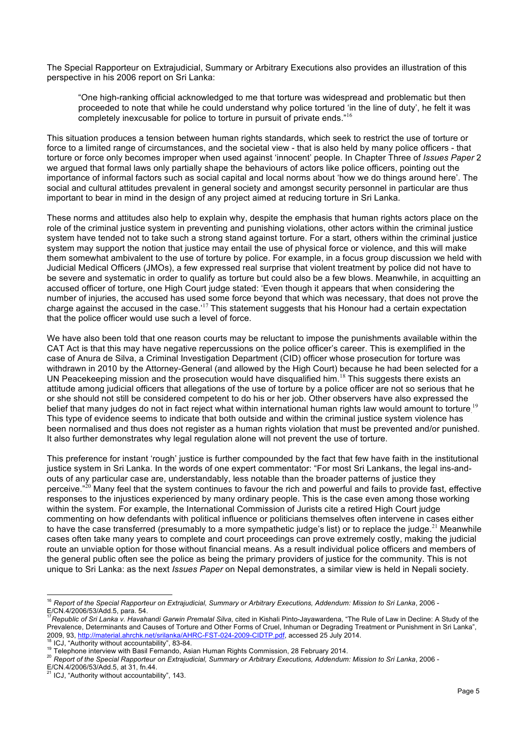The Special Rapporteur on Extrajudicial, Summary or Arbitrary Executions also provides an illustration of this perspective in his 2006 report on Sri Lanka:

> "One high-ranking official acknowledged to me that torture was widespread and problematic but then proceeded to note that while he could understand why police tortured 'in the line of duty', he felt it was completely inexcusable for police to torture in pursuit of private ends."[16]

This situation produces a tension between human rights standards, which seek to restrict the use of torture or force to a limited range of circumstances, and the societal view - that is also held by many police officers - that torture or force only becomes improper when used against 'innocent' people. In Chapter Three of *Issues Paper* 2 we argued that formal laws only partially shape the behaviours of actors like police officers, pointing out the importance of informal factors such as social capital and local norms about 'how we do things around here'. The social and cultural attitudes prevalent in general society and amongst security personnel in particular are thus important to bear in mind in the design of any project aimed at reducing torture in Sri Lanka.

These norms and attitudes also help to explain why, despite the emphasis that human rights actors place on the role of the criminal justice system in preventing and punishing violations, other actors within the criminal justice system have tended not to take such a strong stand against torture. For a start, others within the criminal justice system may support the notion that justice may entail the use of physical force or violence, and this will make them somewhat ambivalent to the use of torture by police. For example, in a focus group discussion we held with Judicial Medical Officers (JMOs), a few expressed real surprise that violent treatment by police did not have to be severe and systematic in order to qualify as torture but could also be a few blows. Meanwhile, in acquitting an accused officer of torture, one High Court judge stated: 'Even though it appears that when considering the number of injuries, the accused has used some force beyond that which was necessary, that does not prove the charge against the accused in the case.'[17] This statement suggests that his Honour had a certain expectation that the police officer would use such a level of force.

We have also been told that one reason courts may be reluctant to impose the punishments available within the CAT Act is that this may have negative repercussions on the police officer's career. This is exemplified in the case of Anura de Silva, a Criminal Investigation Department (CID) officer whose prosecution for torture was withdrawn in 2010 by the Attorney-General (and allowed by the High Court) because he had been selected for a UN Peacekeeping mission and the prosecution would have disqualified him.[18] This suggests there exists an attitude among judicial officers that allegations of the use of torture by a police officer are not so serious that he or she should not still be considered competent to do his or her job. Other observers have also expressed the belief that many judges do not in fact reject what within international human rights law would amount to torture.[19] This type of evidence seems to indicate that both outside and within the criminal justice system violence has been normalised and thus does not register as a human rights violation that must be prevented and/or punished. It also further demonstrates why legal regulation alone will not prevent the use of torture.

This preference for instant 'rough' justice is further compounded by the fact that few have faith in the institutional justice system in Sri Lanka. In the words of one expert commentator: "For most Sri Lankans, the legal ins-and-outs of any particular case are, understandably, less notable than the broader patterns of justice they perceive."[20] Many feel that the system continues to favour the rich and powerful and fails to provide fast, effective responses to the injustices experienced by many ordinary people. This is the case even among those working within the system. For example, the International Commission of Jurists cite a retired High Court judge commenting on how defendants with political influence or politicians themselves often intervene in cases either to have the case transferred (presumably to a more sympathetic judge's list) or to replace the judge.[21] Meanwhile cases often take many years to complete and court proceedings can prove extremely costly, making the judicial route an unviable option for those without financial means. As a result individual police officers and members of the general public often see the police as being the primary providers of justice for the community. This is not unique to Sri Lanka: as the next *Issues Paper* on Nepal demonstrates, a similar view is held in Nepali society.

---

[16] *Report of the Special Rapporteur on Extrajudicial, Summary or Arbitrary Executions, Addendum: Mission to Sri Lanka*, 2006 - E/CN.4/2006/53/Add.5, para. 54.

[17] *Republic of Sri Lanka v. Havahandi Garwin Premalal Silva*, cited in Kishali Pinto-Jayawardena, "The Rule of Law in Decline: A Study of the Prevalence, Determinants and Causes of Torture and Other Forms of Cruel, Inhuman or Degrading Treatment or Punishment in Sri Lanka", 2009, 93, http://material.ahrchk.net/srilanka/AHRC-FST-024-2009-CIDTP.pdf, accessed 25 July 2014.

[18] ICJ, "Authority without accountability", 83-84.

[19] Telephone interview with Basil Fernando, Asian Human Rights Commission, 28 February 2014.

[20] *Report of the Special Rapporteur on Extrajudicial, Summary or Arbitrary Executions, Addendum: Mission to Sri Lanka*, 2006 - E/CN.4/2006/53/Add.5, at 31, fn.44.

[21] ICJ, "Authority without accountability", 143.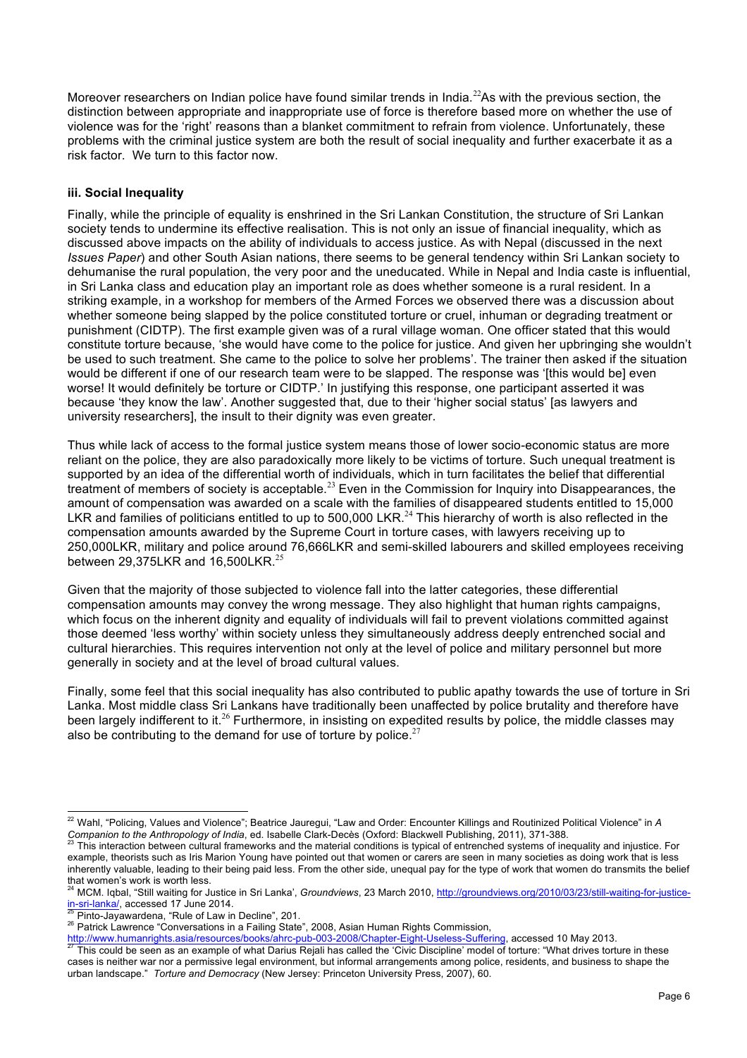Moreover researchers on Indian police have found similar trends in India.[22] As with the previous section, the distinction between appropriate and inappropriate use of force is therefore based more on whether the use of violence was for the 'right' reasons than a blanket commitment to refrain from violence. Unfortunately, these problems with the criminal justice system are both the result of social inequality and further exacerbate it as a risk factor. We turn to this factor now.

### iii. Social Inequality

Finally, while the principle of equality is enshrined in the Sri Lankan Constitution, the structure of Sri Lankan society tends to undermine its effective realisation. This is not only an issue of financial inequality, which as discussed above impacts on the ability of individuals to access justice. As with Nepal (discussed in the next *Issues Paper*) and other South Asian nations, there seems to be general tendency within Sri Lankan society to dehumanise the rural population, the very poor and the uneducated. While in Nepal and India caste is influential, in Sri Lanka class and education play an important role as does whether someone is a rural resident. In a striking example, in a workshop for members of the Armed Forces we observed there was a discussion about whether someone being slapped by the police constituted torture or cruel, inhuman or degrading treatment or punishment (CIDTP). The first example given was of a rural village woman. One officer stated that this would constitute torture because, 'she would have come to the police for justice. And given her upbringing she wouldn't be used to such treatment. She came to the police to solve her problems'. The trainer then asked if the situation would be different if one of our research team were to be slapped. The response was '[this would be] even worse! It would definitely be torture or CIDTP.' In justifying this response, one participant asserted it was because 'they know the law'. Another suggested that, due to their 'higher social status' [as lawyers and university researchers], the insult to their dignity was even greater.

Thus while lack of access to the formal justice system means those of lower socio-economic status are more reliant on the police, they are also paradoxically more likely to be victims of torture. Such unequal treatment is supported by an idea of the differential worth of individuals, which in turn facilitates the belief that differential treatment of members of society is acceptable.[23] Even in the Commission for Inquiry into Disappearances, the amount of compensation was awarded on a scale with the families of disappeared students entitled to 15,000 LKR and families of politicians entitled to up to 500,000 LKR.[24] This hierarchy of worth is also reflected in the compensation amounts awarded by the Supreme Court in torture cases, with lawyers receiving up to 250,000LKR, military and police around 76,666LKR and semi-skilled labourers and skilled employees receiving between 29,375LKR and 16,500LKR.[25]

Given that the majority of those subjected to violence fall into the latter categories, these differential compensation amounts may convey the wrong message. They also highlight that human rights campaigns, which focus on the inherent dignity and equality of individuals will fail to prevent violations committed against those deemed 'less worthy' within society unless they simultaneously address deeply entrenched social and cultural hierarchies. This requires intervention not only at the level of police and military personnel but more generally in society and at the level of broad cultural values.

Finally, some feel that this social inequality has also contributed to public apathy towards the use of torture in Sri Lanka. Most middle class Sri Lankans have traditionally been unaffected by police brutality and therefore have been largely indifferent to it.[26] Furthermore, in insisting on expedited results by police, the middle classes may also be contributing to the demand for use of torture by police.[27]

---

[22] Wahl, "Policing, Values and Violence"; Beatrice Jauregui, "Law and Order: Encounter Killings and Routinized Political Violence" in *A Companion to the Anthropology of India*, ed. Isabelle Clark-Decès (Oxford: Blackwell Publishing, 2011), 371-388.

[23] This interaction between cultural frameworks and the material conditions is typical of entrenched systems of inequality and injustice. For example, theorists such as Iris Marion Young have pointed out that women or carers are seen in many societies as doing work that is less inherently valuable, leading to their being paid less. From the other side, unequal pay for the type of work that women do transmits the belief that women's work is worth less.

[24] MCM. Iqbal, "Still waiting for Justice in Sri Lanka', *Groundviews*, 23 March 2010, http://groundviews.org/2010/03/23/still-waiting-for-justice-in-sri-lanka/, accessed 17 June 2014.

[25] Pinto-Jayawardena, "Rule of Law in Decline", 201.

[26] Patrick Lawrence "Conversations in a Failing State", 2008, Asian Human Rights Commission, http://www.humanrights.asia/resources/books/ahrc-pub-003-2008/Chapter-Eight-Useless-Suffering, accessed 10 May 2013.

[27] This could be seen as an example of what Darius Rejali has called the 'Civic Discipline' model of torture: "What drives torture in these cases is neither war nor a permissive legal environment, but informal arrangements among police, residents, and business to shape the urban landscape." *Torture and Democracy* (New Jersey: Princeton University Press, 2007), 60.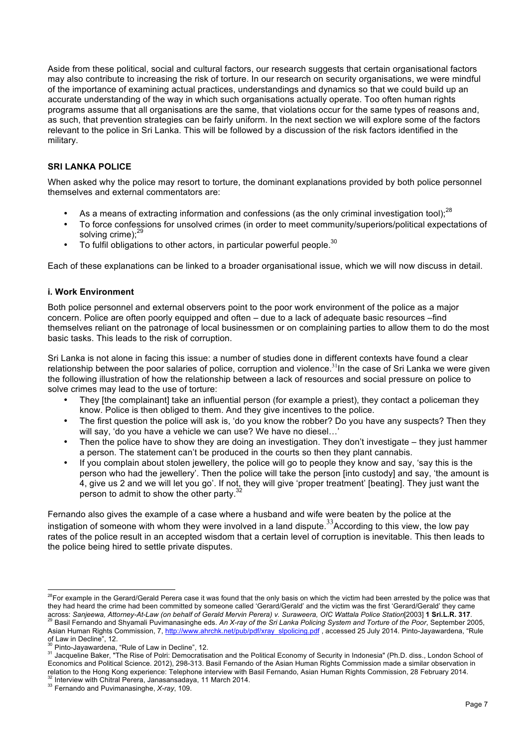Aside from these political, social and cultural factors, our research suggests that certain organisational factors may also contribute to increasing the risk of torture. In our research on security organisations, we were mindful of the importance of examining actual practices, understandings and dynamics so that we could build up an accurate understanding of the way in which such organisations actually operate. Too often human rights programs assume that all organisations are the same, that violations occur for the same types of reasons and, as such, that prevention strategies can be fairly uniform. In the next section we will explore some of the factors relevant to the police in Sri Lanka. This will be followed by a discussion of the risk factors identified in the military.

## SRI LANKA POLICE

When asked why the police may resort to torture, the dominant explanations provided by both police personnel themselves and external commentators are:

- As a means of extracting information and confessions (as the only criminal investigation tool);[28]
- To force confessions for unsolved crimes (in order to meet community/superiors/political expectations of solving crime);[29]
- To fulfil obligations to other actors, in particular powerful people.[30]

Each of these explanations can be linked to a broader organisational issue, which we will now discuss in detail.

### i. Work Environment

Both police personnel and external observers point to the poor work environment of the police as a major concern. Police are often poorly equipped and often – due to a lack of adequate basic resources –find themselves reliant on the patronage of local businessmen or on complaining parties to allow them to do the most basic tasks. This leads to the risk of corruption.

Sri Lanka is not alone in facing this issue: a number of studies done in different contexts have found a clear relationship between the poor salaries of police, corruption and violence.[31] In the case of Sri Lanka we were given the following illustration of how the relationship between a lack of resources and social pressure on police to solve crimes may lead to the use of torture:

- They [the complainant] take an influential person (for example a priest), they contact a policeman they know. Police is then obliged to them. And they give incentives to the police.
- The first question the police will ask is, 'do you know the robber? Do you have any suspects? Then they will say, 'do you have a vehicle we can use? We have no diesel…'
- Then the police have to show they are doing an investigation. They don't investigate – they just hammer a person. The statement can't be produced in the courts so then they plant cannabis.
- If you complain about stolen jewellery, the police will go to people they know and say, 'say this is the person who had the jewellery'. Then the police will take the person [into custody] and say, 'the amount is 4, give us 2 and we will let you go'. If not, they will give 'proper treatment' [beating]. They just want the person to admit to show the other party.[32]

Fernando also gives the example of a case where a husband and wife were beaten by the police at the instigation of someone with whom they were involved in a land dispute.[33] According to this view, the low pay rates of the police result in an accepted wisdom that a certain level of corruption is inevitable. This then leads to the police being hired to settle private disputes.

---

[28] For example in the Gerard/Gerald Perera case it was found that the only basis on which the victim had been arrested by the police was that they had heard the crime had been committed by someone called 'Gerard/Gerald' and the victim was the first 'Gerard/Gerald' they came across: *Sanjeewa, Attorney-At-Law (on behalf of Gerald Mervin Perera) v. Suraweera, OIC Wattala Police Station*[2003] **1 Sri.L.R. 317**.

[29] Basil Fernando and Shyamali Puvimanasinghe eds. *An X-ray of the Sri Lanka Policing System and Torture of the Poor*, September 2005, Asian Human Rights Commission, 7, http://www.ahrchk.net/pub/pdf/xray_slpolicing.pdf , accessed 25 July 2014. Pinto-Jayawardena, "Rule of Law in Decline", 12.

[30] Pinto-Jayawardena, "Rule of Law in Decline", 12.

[31] Jacqueline Baker, "The Rise of Polri: Democratisation and the Political Economy of Security in Indonesia" (Ph.D. diss., London School of Economics and Political Science. 2012), 298-313. Basil Fernando of the Asian Human Rights Commission made a similar observation in relation to the Hong Kong experience: Telephone interview with Basil Fernando, Asian Human Rights Commission, 28 February 2014.

[32] Interview with Chitral Perera, Janasansadaya, 11 March 2014.

[33] Fernando and Puvimanasinghe, *X-ray*, 109.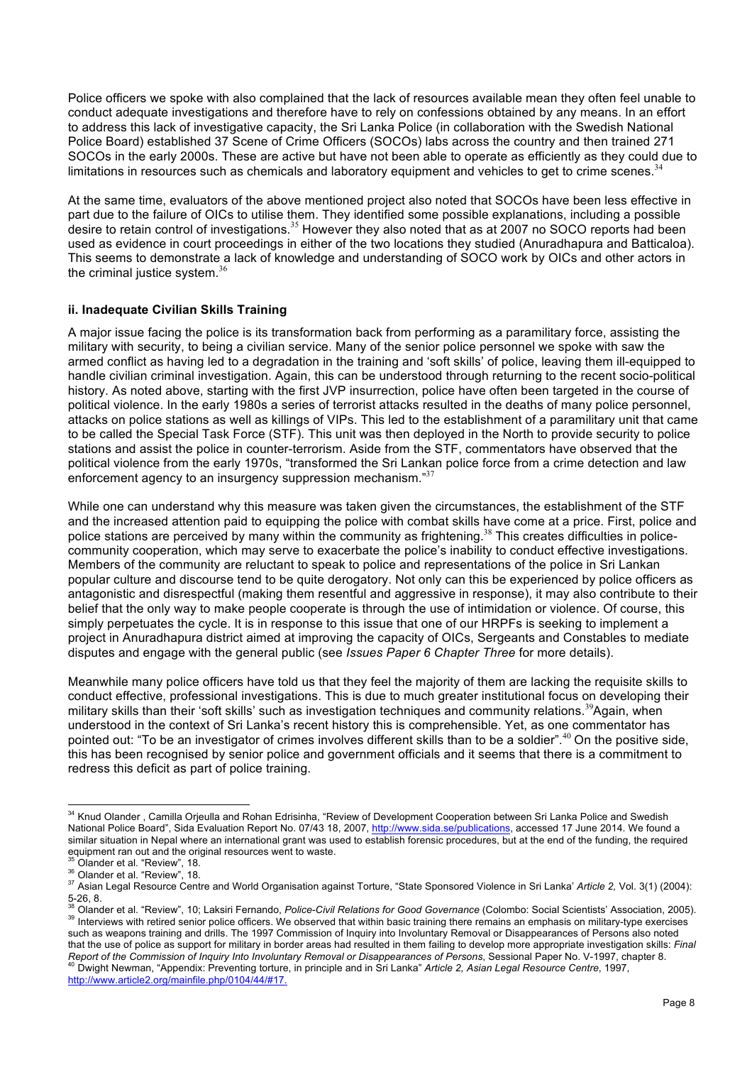Police officers we spoke with also complained that the lack of resources available mean they often feel unable to conduct adequate investigations and therefore have to rely on confessions obtained by any means. In an effort to address this lack of investigative capacity, the Sri Lanka Police (in collaboration with the Swedish National Police Board) established 37 Scene of Crime Officers (SOCOs) labs across the country and then trained 271 SOCOs in the early 2000s. These are active but have not been able to operate as efficiently as they could due to limitations in resources such as chemicals and laboratory equipment and vehicles to get to crime scenes.[34]

At the same time, evaluators of the above mentioned project also noted that SOCOs have been less effective in part due to the failure of OICs to utilise them. They identified some possible explanations, including a possible desire to retain control of investigations.[35] However they also noted that as at 2007 no SOCO reports had been used as evidence in court proceedings in either of the two locations they studied (Anuradhapura and Batticaloa). This seems to demonstrate a lack of knowledge and understanding of SOCO work by OICs and other actors in the criminal justice system.[36]

#### ii. Inadequate Civilian Skills Training

A major issue facing the police is its transformation back from performing as a paramilitary force, assisting the military with security, to being a civilian service. Many of the senior police personnel we spoke with saw the armed conflict as having led to a degradation in the training and 'soft skills' of police, leaving them ill-equipped to handle civilian criminal investigation. Again, this can be understood through returning to the recent socio-political history. As noted above, starting with the first JVP insurrection, police have often been targeted in the course of political violence. In the early 1980s a series of terrorist attacks resulted in the deaths of many police personnel, attacks on police stations as well as killings of VIPs. This led to the establishment of a paramilitary unit that came to be called the Special Task Force (STF). This unit was then deployed in the North to provide security to police stations and assist the police in counter-terrorism. Aside from the STF, commentators have observed that the political violence from the early 1970s, "transformed the Sri Lankan police force from a crime detection and law enforcement agency to an insurgency suppression mechanism."[37]

While one can understand why this measure was taken given the circumstances, the establishment of the STF and the increased attention paid to equipping the police with combat skills have come at a price. First, police and police stations are perceived by many within the community as frightening.[38] This creates difficulties in police-community cooperation, which may serve to exacerbate the police's inability to conduct effective investigations. Members of the community are reluctant to speak to police and representations of the police in Sri Lankan popular culture and discourse tend to be quite derogatory. Not only can this be experienced by police officers as antagonistic and disrespectful (making them resentful and aggressive in response), it may also contribute to their belief that the only way to make people cooperate is through the use of intimidation or violence. Of course, this simply perpetuates the cycle. It is in response to this issue that one of our HRPFs is seeking to implement a project in Anuradhapura district aimed at improving the capacity of OICs, Sergeants and Constables to mediate disputes and engage with the general public (see *Issues Paper 6 Chapter Three* for more details).

Meanwhile many police officers have told us that they feel the majority of them are lacking the requisite skills to conduct effective, professional investigations. This is due to much greater institutional focus on developing their military skills than their 'soft skills' such as investigation techniques and community relations.[39] Again, when understood in the context of Sri Lanka's recent history this is comprehensible. Yet, as one commentator has pointed out: "To be an investigator of crimes involves different skills than to be a soldier".[40] On the positive side, this has been recognised by senior police and government officials and it seems that there is a commitment to redress this deficit as part of police training.

---

[34] Knud Olander , Camilla Orjeulla and Rohan Edrisinha, "Review of Development Cooperation between Sri Lanka Police and Swedish National Police Board", Sida Evaluation Report No. 07/43 18, 2007, http://www.sida.se/publications, accessed 17 June 2014. We found a similar situation in Nepal where an international grant was used to establish forensic procedures, but at the end of the funding, the required equipment ran out and the original resources went to waste.

[35] Olander et al. "Review", 18.

[36] Olander et al. "Review", 18.

[37] Asian Legal Resource Centre and World Organisation against Torture, "State Sponsored Violence in Sri Lanka' *Article 2*, Vol. 3(1) (2004): 5-26, 8.

[38] Olander et al. "Review", 10; Laksiri Fernando, *Police-Civil Relations for Good Governance* (Colombo: Social Scientists' Association, 2005).

[39] Interviews with retired senior police officers. We observed that within basic training there remains an emphasis on military-type exercises such as weapons training and drills. The 1997 Commission of Inquiry into Involuntary Removal or Disappearances of Persons also noted that the use of police as support for military in border areas had resulted in them failing to develop more appropriate investigation skills: *Final Report of the Commission of Inquiry Into Involuntary Removal or Disappearances of Persons*, Sessional Paper No. V-1997, chapter 8.

[40] Dwight Newman, "Appendix: Preventing torture, in principle and in Sri Lanka" *Article 2, Asian Legal Resource Centre*, 1997, http://www.article2.org/mainfile.php/0104/44/#17.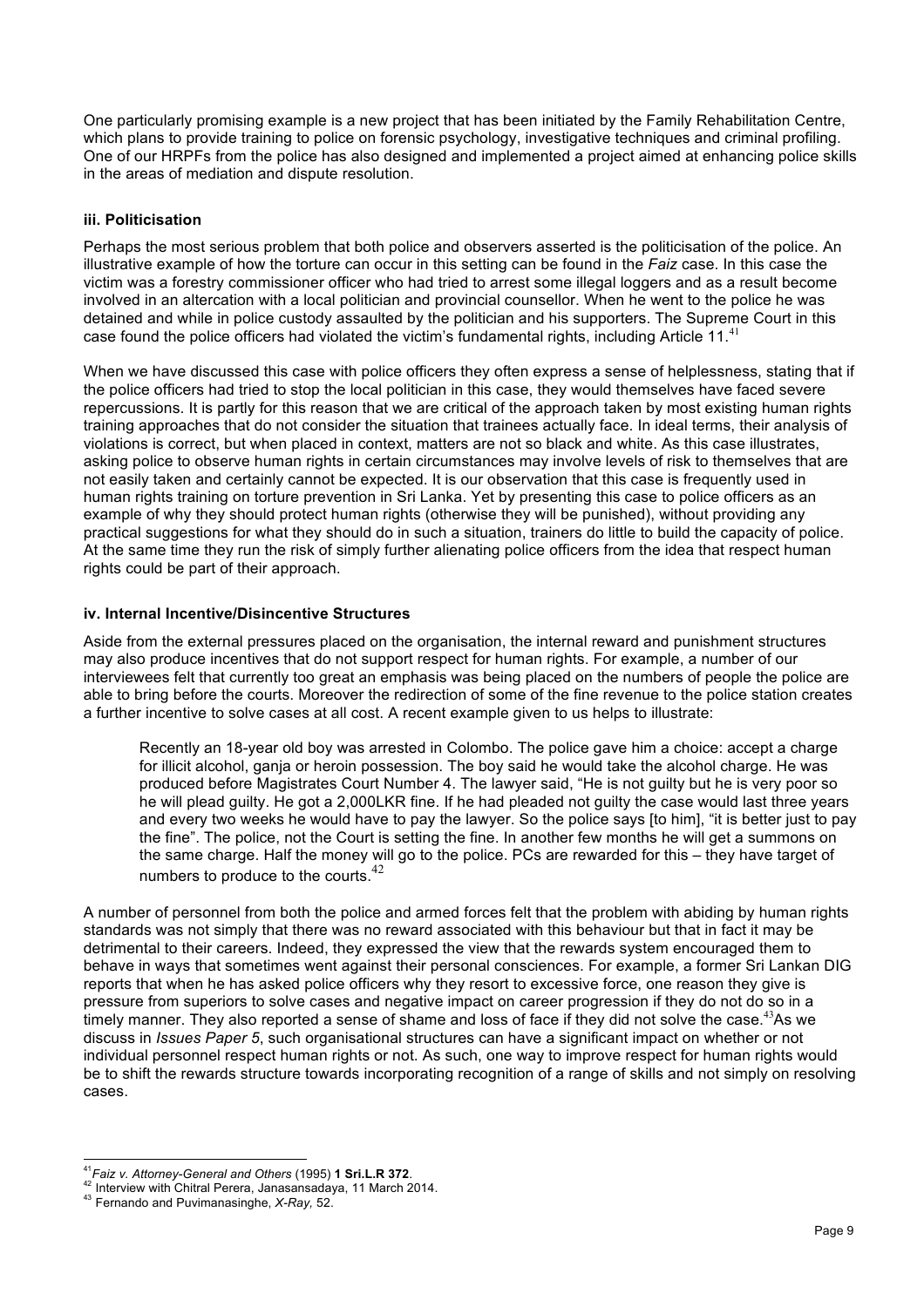One particularly promising example is a new project that has been initiated by the Family Rehabilitation Centre, which plans to provide training to police on forensic psychology, investigative techniques and criminal profiling. One of our HRPFs from the police has also designed and implemented a project aimed at enhancing police skills in the areas of mediation and dispute resolution.

#### iii. Politicisation

Perhaps the most serious problem that both police and observers asserted is the politicisation of the police. An illustrative example of how the torture can occur in this setting can be found in the *Faiz* case. In this case the victim was a forestry commissioner officer who had tried to arrest some illegal loggers and as a result become involved in an altercation with a local politician and provincial counsellor. When he went to the police he was detained and while in police custody assaulted by the politician and his supporters. The Supreme Court in this case found the police officers had violated the victim's fundamental rights, including Article 11.[41]

When we have discussed this case with police officers they often express a sense of helplessness, stating that if the police officers had tried to stop the local politician in this case, they would themselves have faced severe repercussions. It is partly for this reason that we are critical of the approach taken by most existing human rights training approaches that do not consider the situation that trainees actually face. In ideal terms, their analysis of violations is correct, but when placed in context, matters are not so black and white. As this case illustrates, asking police to observe human rights in certain circumstances may involve levels of risk to themselves that are not easily taken and certainly cannot be expected. It is our observation that this case is frequently used in human rights training on torture prevention in Sri Lanka. Yet by presenting this case to police officers as an example of why they should protect human rights (otherwise they will be punished), without providing any practical suggestions for what they should do in such a situation, trainers do little to build the capacity of police. At the same time they run the risk of simply further alienating police officers from the idea that respect human rights could be part of their approach.

#### iv. Internal Incentive/Disincentive Structures

Aside from the external pressures placed on the organisation, the internal reward and punishment structures may also produce incentives that do not support respect for human rights. For example, a number of our interviewees felt that currently too great an emphasis was being placed on the numbers of people the police are able to bring before the courts. Moreover the redirection of some of the fine revenue to the police station creates a further incentive to solve cases at all cost. A recent example given to us helps to illustrate:

> Recently an 18-year old boy was arrested in Colombo. The police gave him a choice: accept a charge for illicit alcohol, ganja or heroin possession. The boy said he would take the alcohol charge. He was produced before Magistrates Court Number 4. The lawyer said, "He is not guilty but he is very poor so he will plead guilty. He got a 2,000LKR fine. If he had pleaded not guilty the case would last three years and every two weeks he would have to pay the lawyer. So the police says [to him], "it is better just to pay the fine". The police, not the Court is setting the fine. In another few months he will get a summons on the same charge. Half the money will go to the police. PCs are rewarded for this – they have target of numbers to produce to the courts.[42]

A number of personnel from both the police and armed forces felt that the problem with abiding by human rights standards was not simply that there was no reward associated with this behaviour but that in fact it may be detrimental to their careers. Indeed, they expressed the view that the rewards system encouraged them to behave in ways that sometimes went against their personal consciences. For example, a former Sri Lankan DIG reports that when he has asked police officers why they resort to excessive force, one reason they give is pressure from superiors to solve cases and negative impact on career progression if they do not do so in a timely manner. They also reported a sense of shame and loss of face if they did not solve the case.[43] As we discuss in *Issues Paper 5*, such organisational structures can have a significant impact on whether or not individual personnel respect human rights or not. As such, one way to improve respect for human rights would be to shift the rewards structure towards incorporating recognition of a range of skills and not simply on resolving cases.

---

[41] *Faiz v. Attorney-General and Others* (1995) **1 Sri.L.R 372**.

[42] Interview with Chitral Perera, Janasansadaya, 11 March 2014.

[43] Fernando and Puvimanasinghe, *X-Ray,* 52.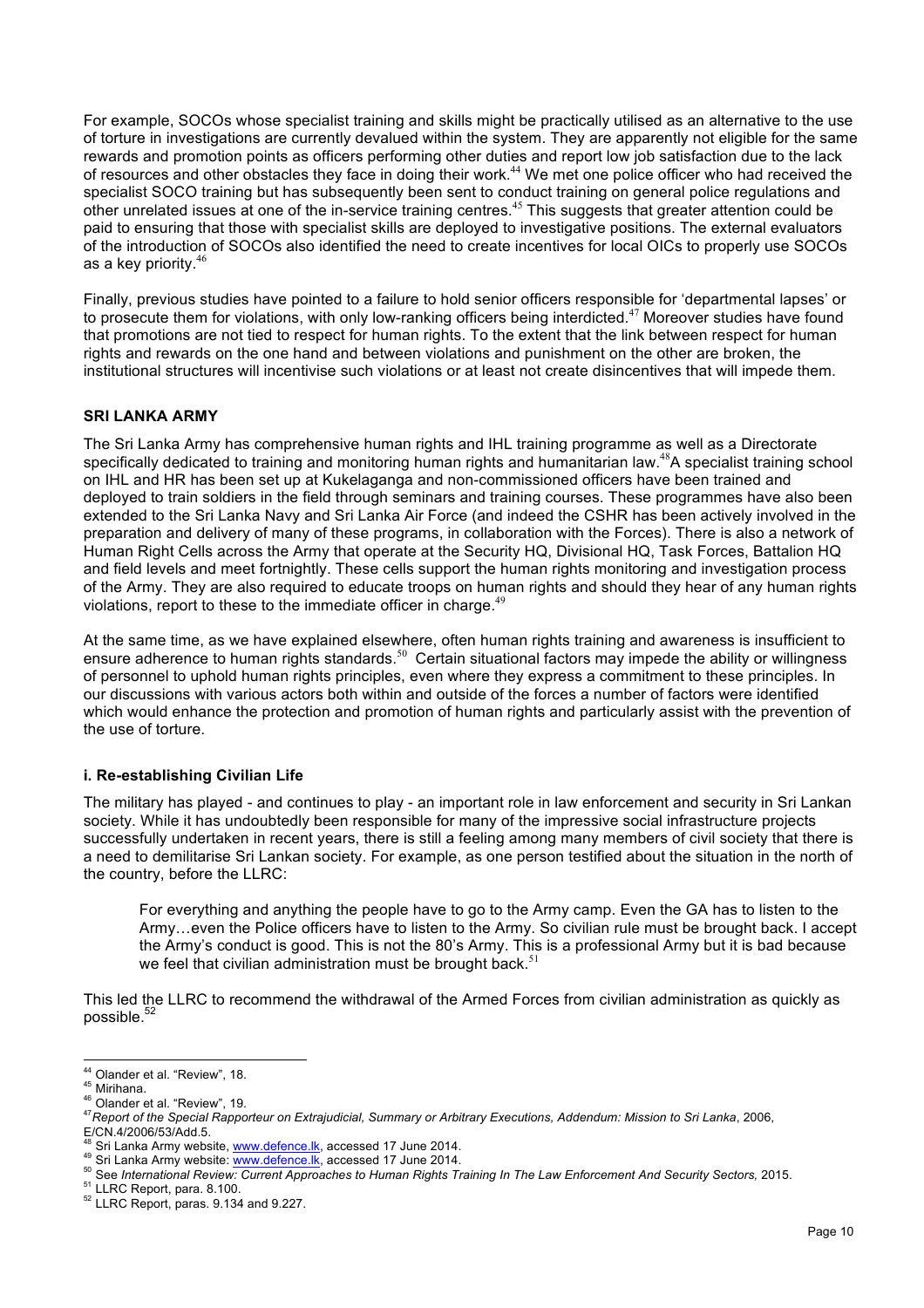For example, SOCOs whose specialist training and skills might be practically utilised as an alternative to the use of torture in investigations are currently devalued within the system. They are apparently not eligible for the same rewards and promotion points as officers performing other duties and report low job satisfaction due to the lack of resources and other obstacles they face in doing their work.[44] We met one police officer who had received the specialist SOCO training but has subsequently been sent to conduct training on general police regulations and other unrelated issues at one of the in-service training centres.[45] This suggests that greater attention could be paid to ensuring that those with specialist skills are deployed to investigative positions. The external evaluators of the introduction of SOCOs also identified the need to create incentives for local OICs to properly use SOCOs as a key priority.[46]

Finally, previous studies have pointed to a failure to hold senior officers responsible for 'departmental lapses' or to prosecute them for violations, with only low-ranking officers being interdicted.[47] Moreover studies have found that promotions are not tied to respect for human rights. To the extent that the link between respect for human rights and rewards on the one hand and between violations and punishment on the other are broken, the institutional structures will incentivise such violations or at least not create disincentives that will impede them.

## SRI LANKA ARMY

The Sri Lanka Army has comprehensive human rights and IHL training programme as well as a Directorate specifically dedicated to training and monitoring human rights and humanitarian law.[48] A specialist training school on IHL and HR has been set up at Kukelaganga and non-commissioned officers have been trained and deployed to train soldiers in the field through seminars and training courses. These programmes have also been extended to the Sri Lanka Navy and Sri Lanka Air Force (and indeed the CSHR has been actively involved in the preparation and delivery of many of these programs, in collaboration with the Forces). There is also a network of Human Right Cells across the Army that operate at the Security HQ, Divisional HQ, Task Forces, Battalion HQ and field levels and meet fortnightly. These cells support the human rights monitoring and investigation process of the Army. They are also required to educate troops on human rights and should they hear of any human rights violations, report to these to the immediate officer in charge.[49]

At the same time, as we have explained elsewhere, often human rights training and awareness is insufficient to ensure adherence to human rights standards.[50] Certain situational factors may impede the ability or willingness of personnel to uphold human rights principles, even where they express a commitment to these principles. In our discussions with various actors both within and outside of the forces a number of factors were identified which would enhance the protection and promotion of human rights and particularly assist with the prevention of the use of torture.

### i. Re-establishing Civilian Life

The military has played - and continues to play - an important role in law enforcement and security in Sri Lankan society. While it has undoubtedly been responsible for many of the impressive social infrastructure projects successfully undertaken in recent years, there is still a feeling among many members of civil society that there is a need to demilitarise Sri Lankan society. For example, as one person testified about the situation in the north of the country, before the LLRC:

> For everything and anything the people have to go to the Army camp. Even the GA has to listen to the Army…even the Police officers have to listen to the Army. So civilian rule must be brought back. I accept the Army's conduct is good. This is not the 80's Army. This is a professional Army but it is bad because we feel that civilian administration must be brought back.[51]

This led the LLRC to recommend the withdrawal of the Armed Forces from civilian administration as quickly as possible.[52]

---

[44] Olander et al. "Review", 18.
[45] Mirihana.
[46] Olander et al. "Review", 19.
[47] *Report of the Special Rapporteur on Extrajudicial, Summary or Arbitrary Executions, Addendum: Mission to Sri Lanka*, 2006, E/CN.4/2006/53/Add.5.
[48] Sri Lanka Army website, www.defence.lk, accessed 17 June 2014.
[49] Sri Lanka Army website: www.defence.lk, accessed 17 June 2014.
[50] See *International Review: Current Approaches to Human Rights Training In The Law Enforcement And Security Sectors,* 2015.
[51] LLRC Report, para. 8.100.
[52] LLRC Report, paras. 9.134 and 9.227.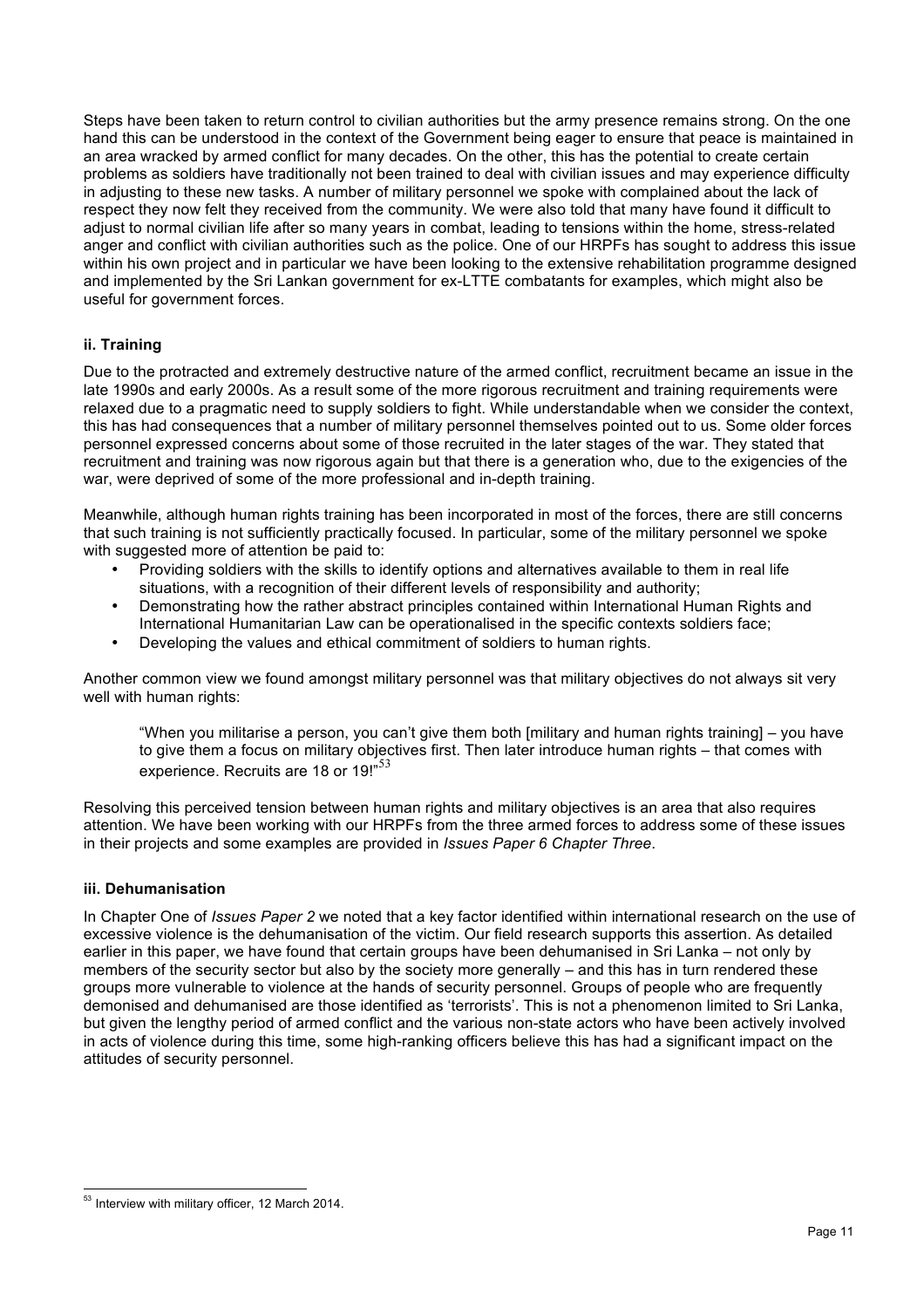Steps have been taken to return control to civilian authorities but the army presence remains strong. On the one hand this can be understood in the context of the Government being eager to ensure that peace is maintained in an area wracked by armed conflict for many decades. On the other, this has the potential to create certain problems as soldiers have traditionally not been trained to deal with civilian issues and may experience difficulty in adjusting to these new tasks. A number of military personnel we spoke with complained about the lack of respect they now felt they received from the community. We were also told that many have found it difficult to adjust to normal civilian life after so many years in combat, leading to tensions within the home, stress-related anger and conflict with civilian authorities such as the police. One of our HRPFs has sought to address this issue within his own project and in particular we have been looking to the extensive rehabilitation programme designed and implemented by the Sri Lankan government for ex-LTTE combatants for examples, which might also be useful for government forces.

### ii. Training

Due to the protracted and extremely destructive nature of the armed conflict, recruitment became an issue in the late 1990s and early 2000s. As a result some of the more rigorous recruitment and training requirements were relaxed due to a pragmatic need to supply soldiers to fight. While understandable when we consider the context, this has had consequences that a number of military personnel themselves pointed out to us. Some older forces personnel expressed concerns about some of those recruited in the later stages of the war. They stated that recruitment and training was now rigorous again but that there is a generation who, due to the exigencies of the war, were deprived of some of the more professional and in-depth training.

Meanwhile, although human rights training has been incorporated in most of the forces, there are still concerns that such training is not sufficiently practically focused. In particular, some of the military personnel we spoke with suggested more of attention be paid to:

- Providing soldiers with the skills to identify options and alternatives available to them in real life situations, with a recognition of their different levels of responsibility and authority;
- Demonstrating how the rather abstract principles contained within International Human Rights and International Humanitarian Law can be operationalised in the specific contexts soldiers face;
- Developing the values and ethical commitment of soldiers to human rights.

Another common view we found amongst military personnel was that military objectives do not always sit very well with human rights:

> "When you militarise a person, you can't give them both [military and human rights training] – you have to give them a focus on military objectives first. Then later introduce human rights – that comes with experience. Recruits are 18 or 19!"[53]

Resolving this perceived tension between human rights and military objectives is an area that also requires attention. We have been working with our HRPFs from the three armed forces to address some of these issues in their projects and some examples are provided in *Issues Paper 6 Chapter Three*.

### iii. Dehumanisation

In Chapter One of *Issues Paper 2* we noted that a key factor identified within international research on the use of excessive violence is the dehumanisation of the victim. Our field research supports this assertion. As detailed earlier in this paper, we have found that certain groups have been dehumanised in Sri Lanka – not only by members of the security sector but also by the society more generally – and this has in turn rendered these groups more vulnerable to violence at the hands of security personnel. Groups of people who are frequently demonised and dehumanised are those identified as 'terrorists'. This is not a phenomenon limited to Sri Lanka, but given the lengthy period of armed conflict and the various non-state actors who have been actively involved in acts of violence during this time, some high-ranking officers believe this has had a significant impact on the attitudes of security personnel.

[53] Interview with military officer, 12 March 2014.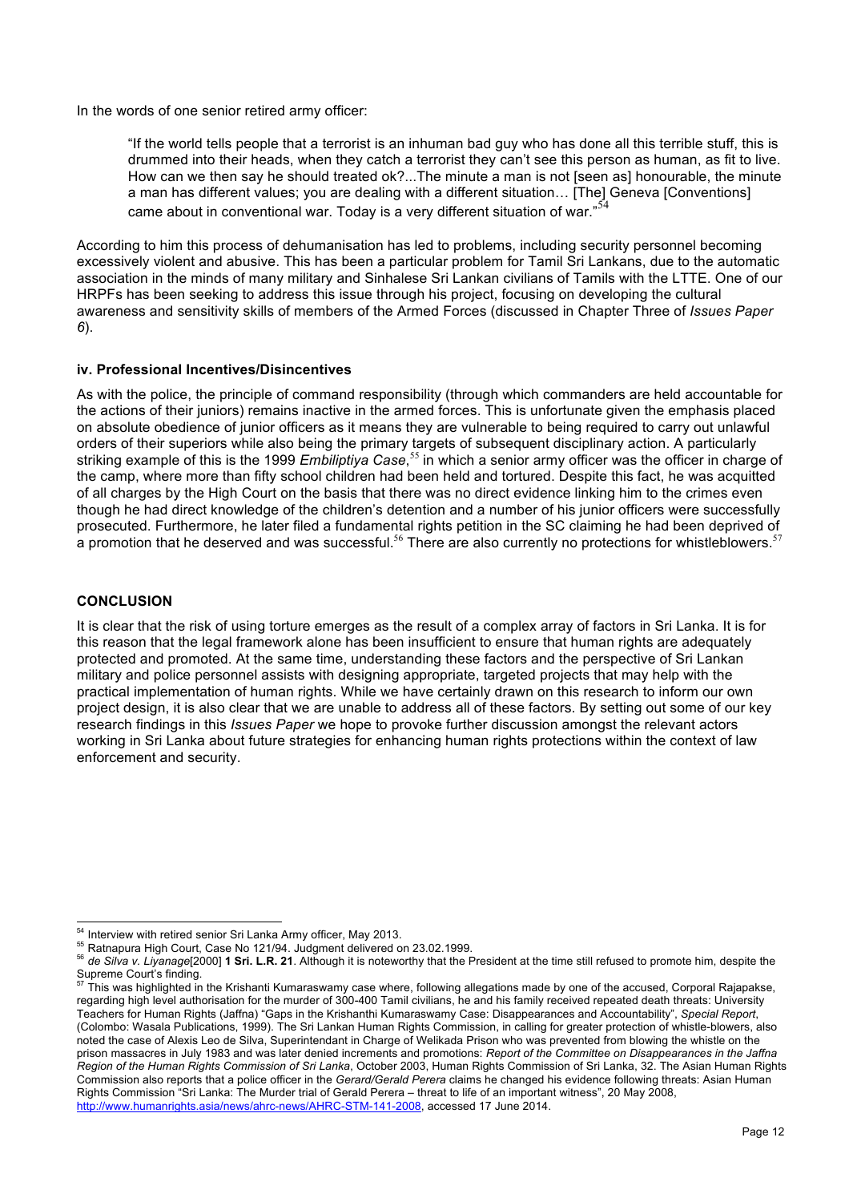In the words of one senior retired army officer:

> "If the world tells people that a terrorist is an inhuman bad guy who has done all this terrible stuff, this is drummed into their heads, when they catch a terrorist they can't see this person as human, as fit to live. How can we then say he should treated ok?...The minute a man is not [seen as] honourable, the minute a man has different values; you are dealing with a different situation… [The] Geneva [Conventions] came about in conventional war. Today is a very different situation of war."[54]

According to him this process of dehumanisation has led to problems, including security personnel becoming excessively violent and abusive. This has been a particular problem for Tamil Sri Lankans, due to the automatic association in the minds of many military and Sinhalese Sri Lankan civilians of Tamils with the LTTE. One of our HRPFs has been seeking to address this issue through his project, focusing on developing the cultural awareness and sensitivity skills of members of the Armed Forces (discussed in Chapter Three of *Issues Paper 6*).

#### iv. Professional Incentives/Disincentives

As with the police, the principle of command responsibility (through which commanders are held accountable for the actions of their juniors) remains inactive in the armed forces. This is unfortunate given the emphasis placed on absolute obedience of junior officers as it means they are vulnerable to being required to carry out unlawful orders of their superiors while also being the primary targets of subsequent disciplinary action. A particularly striking example of this is the 1999 *Embiliptiya Case*,[55] in which a senior army officer was the officer in charge of the camp, where more than fifty school children had been held and tortured. Despite this fact, he was acquitted of all charges by the High Court on the basis that there was no direct evidence linking him to the crimes even though he had direct knowledge of the children's detention and a number of his junior officers were successfully prosecuted. Furthermore, he later filed a fundamental rights petition in the SC claiming he had been deprived of a promotion that he deserved and was successful.[56] There are also currently no protections for whistleblowers.[57]

## CONCLUSION

It is clear that the risk of using torture emerges as the result of a complex array of factors in Sri Lanka. It is for this reason that the legal framework alone has been insufficient to ensure that human rights are adequately protected and promoted. At the same time, understanding these factors and the perspective of Sri Lankan military and police personnel assists with designing appropriate, targeted projects that may help with the practical implementation of human rights. While we have certainly drawn on this research to inform our own project design, it is also clear that we are unable to address all of these factors. By setting out some of our key research findings in this *Issues Paper* we hope to provoke further discussion amongst the relevant actors working in Sri Lanka about future strategies for enhancing human rights protections within the context of law enforcement and security.

---

[54] Interview with retired senior Sri Lanka Army officer, May 2013.

[55] Ratnapura High Court, Case No 121/94. Judgment delivered on 23.02.1999.

[56] *de Silva v. Liyanage*[2000] **1 Sri. L.R. 21**. Although it is noteworthy that the President at the time still refused to promote him, despite the Supreme Court's finding.

[57] This was highlighted in the Krishanti Kumaraswamy case where, following allegations made by one of the accused, Corporal Rajapakse, regarding high level authorisation for the murder of 300-400 Tamil civilians, he and his family received repeated death threats: University Teachers for Human Rights (Jaffna) "Gaps in the Krishanthi Kumaraswamy Case: Disappearances and Accountability", *Special Report*, (Colombo: Wasala Publications, 1999). The Sri Lankan Human Rights Commission, in calling for greater protection of whistle-blowers, also noted the case of Alexis Leo de Silva, Superintendant in Charge of Welikada Prison who was prevented from blowing the whistle on the prison massacres in July 1983 and was later denied increments and promotions: *Report of the Committee on Disappearances in the Jaffna Region of the Human Rights Commission of Sri Lanka*, October 2003, Human Rights Commission of Sri Lanka, 32. The Asian Human Rights Commission also reports that a police officer in the *Gerard/Gerald Perera* claims he changed his evidence following threats: Asian Human Rights Commission "Sri Lanka: The Murder trial of Gerald Perera – threat to life of an important witness", 20 May 2008, http://www.humanrights.asia/news/ahrc-news/AHRC-STM-141-2008, accessed 17 June 2014.